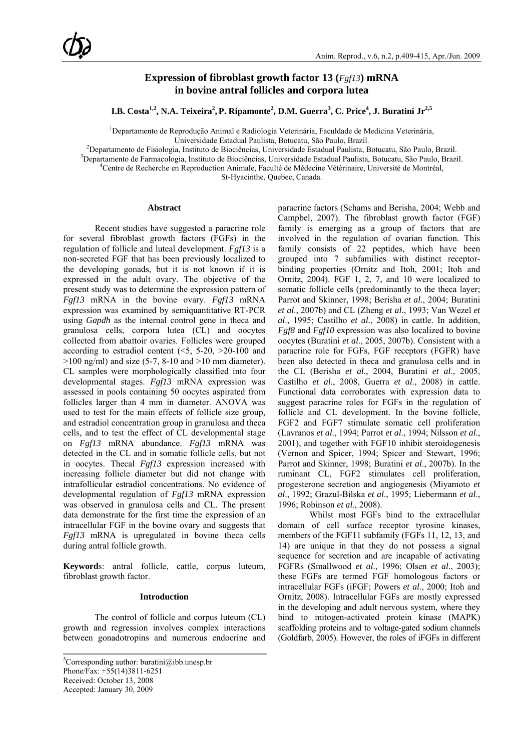# Expression of fibroblast growth factor 13 (*Fgf13*) mRNA in bovine antral follicles and corpora lutea

**I.B. Costa[1,2], N.A. Teixeira[2], P. Ripamonte[2], D.M. Guerra[3], C. Price[4], J. Buratini Jr[2,5]**

[1]Departamento de Reprodução Animal e Radiologia Veterinária, Faculdade de Medicina Veterinária, Universidade Estadual Paulista, Botucatu, São Paulo, Brazil.
[2]Departamento de Fisiologia, Instituto de Biociências, Universidade Estadual Paulista, Botucatu, São Paulo, Brazil.
[3]Departamento de Farmacologia, Instituto de Biociências, Universidade Estadual Paulista, Botucatu, São Paulo, Brazil.
[4]Centre de Recherche en Reproduction Animale, Faculté de Médecine Vétérinaire, Université de Montréal, St-Hyacinthe, Quebec, Canada.

## Abstract

Recent studies have suggested a paracrine role for several fibroblast growth factors (FGFs) in the regulation of follicle and luteal development. *Fgf13* is a non-secreted FGF that has been previously localized to the developing gonads, but it is not known if it is expressed in the adult ovary. The objective of the present study was to determine the expression pattern of *Fgf13* mRNA in the bovine ovary. *Fgf13* mRNA expression was examined by semiquantitative RT-PCR using *Gapdh* as the internal control gene in theca and granulosa cells, corpora lutea (CL) and oocytes collected from abattoir ovaries. Follicles were grouped according to estradiol content (<5, 5-20, >20-100 and >100 ng/ml) and size (5-7, 8-10 and >10 mm diameter). CL samples were morphologically classified into four developmental stages. *Fgf13* mRNA expression was assessed in pools containing 50 oocytes aspirated from follicles larger than 4 mm in diameter. ANOVA was used to test for the main effects of follicle size group, and estradiol concentration group in granulosa and theca cells, and to test the effect of CL developmental stage on *Fgf13* mRNA abundance. *Fgf13* mRNA was detected in the CL and in somatic follicle cells, but not in oocytes. Thecal *Fgf13* expression increased with increasing follicle diameter but did not change with intrafollicular estradiol concentrations. No evidence of developmental regulation of *Fgf13* mRNA expression was observed in granulosa cells and CL. The present data demonstrate for the first time the expression of an intracellular FGF in the bovine ovary and suggests that *Fgf13* mRNA is upregulated in bovine theca cells during antral follicle growth.

**Keywords**: antral follicle, cattle, corpus luteum, fibroblast growth factor.

## Introduction

The control of follicle and corpus luteum (CL) growth and regression involves complex interactions between gonadotropins and numerous endocrine and paracrine factors (Schams and Berisha, 2004; Webb and Campbel, 2007). The fibroblast growth factor (FGF) family is emerging as a group of factors that are involved in the regulation of ovarian function. This family consists of 22 peptides, which have been grouped into 7 subfamilies with distinct receptor-binding properties (Ornitz and Itoh, 2001; Itoh and Ornitz, 2004). FGF 1, 2, 7, and 10 were localized to somatic follicle cells (predominantly to the theca layer; Parrot and Skinner, 1998; Berisha *et al*., 2004; Buratini *et al*., 2007b) and CL (Zheng *et al*., 1993; Van Wezel *et al*., 1995; Castilho *et al*., 2008) in cattle. In addition, *Fgf8* and *Fgf10* expression was also localized to bovine oocytes (Buratini *et al*., 2005, 2007b). Consistent with a paracrine role for FGFs, FGF receptors (FGFR) have been also detected in theca and granulosa cells and in the CL (Berisha *et al*., 2004, Buratini *et al*., 2005, Castilho *et al*., 2008, Guerra *et al*., 2008) in cattle. Functional data corroborates with expression data to suggest paracrine roles for FGFs in the regulation of follicle and CL development. In the bovine follicle, FGF2 and FGF7 stimulate somatic cell proliferation (Lavranos *et al*., 1994; Parrot *et al*., 1994; Nilsson *et al*., 2001), and together with FGF10 inhibit steroidogenesis (Vernon and Spicer, 1994; Spicer and Stewart, 1996; Parrot and Skinner, 1998; Buratini *et al*., 2007b). In the ruminant CL, FGF2 stimulates cell proliferation, progesterone secretion and angiogenesis (Miyamoto *et al*., 1992; Grazul-Bilska *et al*., 1995; Liebermann *et al*., 1996; Robinson *et al*., 2008).

Whilst most FGFs bind to the extracellular domain of cell surface receptor tyrosine kinases, members of the FGF11 subfamily (FGFs 11, 12, 13, and 14) are unique in that they do not possess a signal sequence for secretion and are incapable of activating FGFRs (Smallwood *et al*., 1996; Olsen *et al*., 2003); these FGFs are termed FGF homologous factors or intracellular FGFs (iFGF; Powers *et al*., 2000; Itoh and Ornitz, 2008). Intracellular FGFs are mostly expressed in the developing and adult nervous system, where they bind to mitogen-activated protein kinase (MAPK) scaffolding proteins and to voltage-gated sodium channels (Goldfarb, 2005). However, the roles of iFGFs in different

---

[5]Corresponding author: buratini@ibb.unesp.br
Phone/Fax: +55(14)3811-6251
Received: October 13, 2008
Accepted: January 30, 2009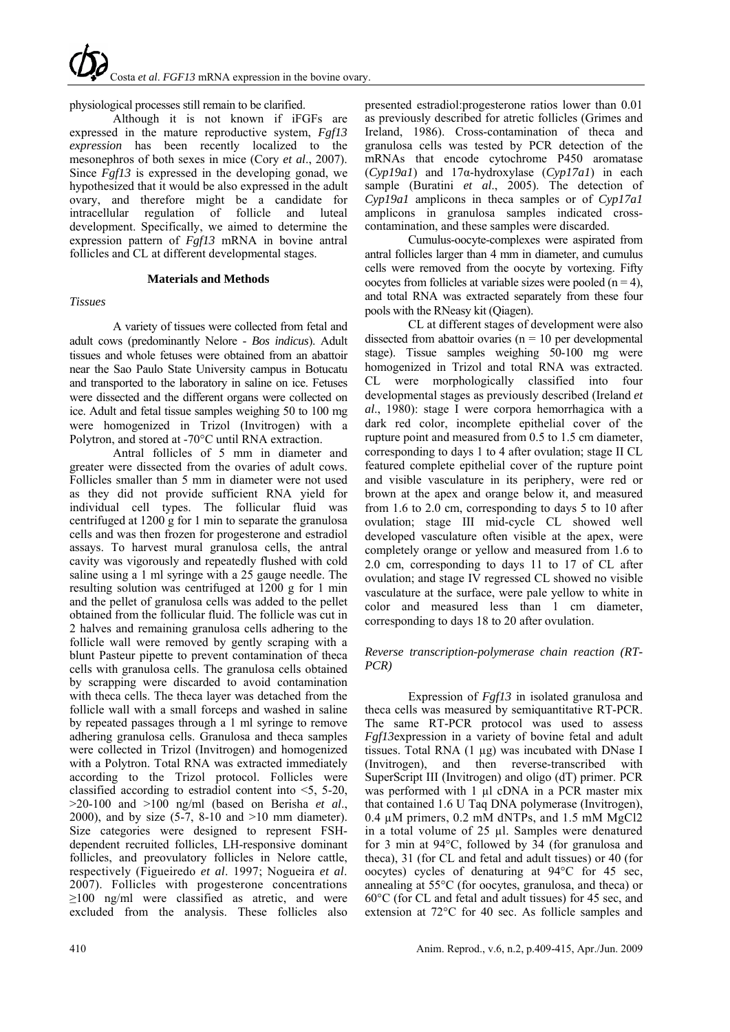physiological processes still remain to be clarified.

Although it is not known if iFGFs are expressed in the mature reproductive system, *Fgf13 expression* has been recently localized to the mesonephros of both sexes in mice (Cory *et al*., 2007). Since *Fgf13* is expressed in the developing gonad, we hypothesized that it would be also expressed in the adult ovary, and therefore might be a candidate for intracellular regulation of follicle and luteal development. Specifically, we aimed to determine the expression pattern of *Fgf13* mRNA in bovine antral follicles and CL at different developmental stages.

## Materials and Methods

### *Tissues*

A variety of tissues were collected from fetal and adult cows (predominantly Nelore - *Bos indicus*). Adult tissues and whole fetuses were obtained from an abattoir near the Sao Paulo State University campus in Botucatu and transported to the laboratory in saline on ice. Fetuses were dissected and the different organs were collected on ice. Adult and fetal tissue samples weighing 50 to 100 mg were homogenized in Trizol (Invitrogen) with a Polytron, and stored at -70°C until RNA extraction.

Antral follicles of 5 mm in diameter and greater were dissected from the ovaries of adult cows. Follicles smaller than 5 mm in diameter were not used as they did not provide sufficient RNA yield for individual cell types. The follicular fluid was centrifuged at 1200 g for 1 min to separate the granulosa cells and was then frozen for progesterone and estradiol assays. To harvest mural granulosa cells, the antral cavity was vigorously and repeatedly flushed with cold saline using a 1 ml syringe with a 25 gauge needle. The resulting solution was centrifuged at 1200 g for 1 min and the pellet of granulosa cells was added to the pellet obtained from the follicular fluid. The follicle was cut in 2 halves and remaining granulosa cells adhering to the follicle wall were removed by gently scraping with a blunt Pasteur pipette to prevent contamination of theca cells with granulosa cells. The granulosa cells obtained by scrapping were discarded to avoid contamination with theca cells. The theca layer was detached from the follicle wall with a small forceps and washed in saline by repeated passages through a 1 ml syringe to remove adhering granulosa cells. Granulosa and theca samples were collected in Trizol (Invitrogen) and homogenized with a Polytron. Total RNA was extracted immediately according to the Trizol protocol. Follicles were classified according to estradiol content into <5, 5-20, >20-100 and >100 ng/ml (based on Berisha *et al*., 2000), and by size (5-7, 8-10 and >10 mm diameter). Size categories were designed to represent FSH-dependent recruited follicles, LH-responsive dominant follicles, and preovulatory follicles in Nelore cattle, respectively (Figueiredo *et al*. 1997; Nogueira *et al*. 2007). Follicles with progesterone concentrations ≥100 ng/ml were classified as atretic, and were excluded from the analysis. These follicles also presented estradiol:progesterone ratios lower than 0.01 as previously described for atretic follicles (Grimes and Ireland, 1986). Cross-contamination of theca and granulosa cells was tested by PCR detection of the mRNAs that encode cytochrome P450 aromatase (*Cyp19a1*) and 17α-hydroxylase (*Cyp17a1*) in each sample (Buratini *et al*., 2005). The detection of *Cyp19a1* amplicons in theca samples or of *Cyp17a1* amplicons in granulosa samples indicated cross-contamination, and these samples were discarded.

Cumulus-oocyte-complexes were aspirated from antral follicles larger than 4 mm in diameter, and cumulus cells were removed from the oocyte by vortexing. Fifty oocytes from follicles at variable sizes were pooled (n = 4), and total RNA was extracted separately from these four pools with the RNeasy kit (Qiagen).

CL at different stages of development were also dissected from abattoir ovaries (n = 10 per developmental stage). Tissue samples weighing 50-100 mg were homogenized in Trizol and total RNA was extracted. CL were morphologically classified into four developmental stages as previously described (Ireland *et al*., 1980): stage I were corpora hemorrhagica with a dark red color, incomplete epithelial cover of the rupture point and measured from 0.5 to 1.5 cm diameter, corresponding to days 1 to 4 after ovulation; stage II CL featured complete epithelial cover of the rupture point and visible vasculature in its periphery, were red or brown at the apex and orange below it, and measured from 1.6 to 2.0 cm, corresponding to days 5 to 10 after ovulation; stage III mid-cycle CL showed well developed vasculature often visible at the apex, were completely orange or yellow and measured from 1.6 to 2.0 cm, corresponding to days 11 to 17 of CL after ovulation; and stage IV regressed CL showed no visible vasculature at the surface, were pale yellow to white in color and measured less than 1 cm diameter, corresponding to days 18 to 20 after ovulation.

### *Reverse transcription-polymerase chain reaction (RT-PCR)*

Expression of *Fgf13* in isolated granulosa and theca cells was measured by semiquantitative RT-PCR. The same RT-PCR protocol was used to assess *Fgf13*expression in a variety of bovine fetal and adult tissues. Total RNA (1 µg) was incubated with DNase I (Invitrogen), and then reverse-transcribed with SuperScript III (Invitrogen) and oligo (dT) primer. PCR was performed with 1 µl cDNA in a PCR master mix that contained 1.6 U Taq DNA polymerase (Invitrogen), 0.4 µM primers, 0.2 mM dNTPs, and 1.5 mM $MgCl_2$ in a total volume of 25 µl. Samples were denatured for 3 min at 94°C, followed by 34 (for granulosa and theca), 31 (for CL and fetal and adult tissues) or 40 (for oocytes) cycles of denaturing at 94°C for 45 sec, annealing at 55°C (for oocytes, granulosa, and theca) or 60°C (for CL and fetal and adult tissues) for 45 sec, and extension at 72°C for 40 sec. As follicle samples and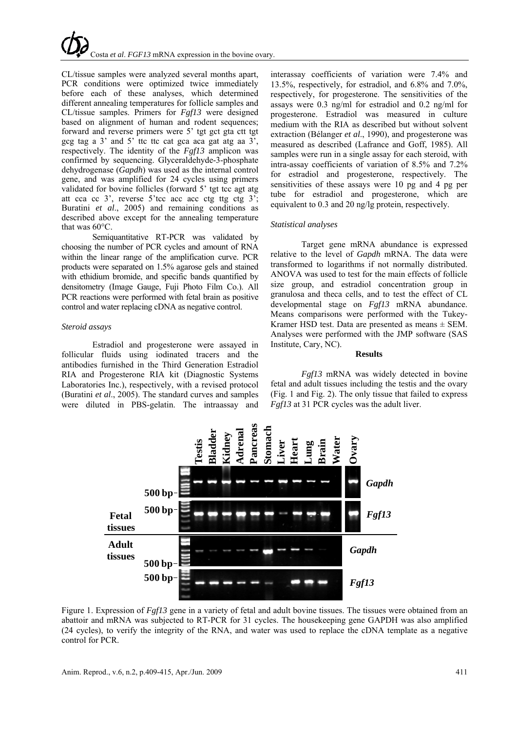CL/tissue samples were analyzed several months apart, PCR conditions were optimized twice immediately before each of these analyses, which determined different annealing temperatures for follicle samples and CL/tissue samples. Primers for *Fgf13* were designed based on alignment of human and rodent sequences; forward and reverse primers were 5' tgt gct gta ctt tgt gcg tag a 3' and 5' ttc ttc cat gca aca gat atg aa 3', respectively. The identity of the *Fgf13* amplicon was confirmed by sequencing. Glyceraldehyde-3-phosphate dehydrogenase (*Gapdh*) was used as the internal control gene, and was amplified for 24 cycles using primers validated for bovine follicles (forward 5' tgt tcc agt atg att cca cc 3', reverse 5'tcc acc acc ctg ttg ctg 3'; Buratini *et al*., 2005) and remaining conditions as described above except for the annealing temperature that was 60°C.

Semiquantitative RT-PCR was validated by choosing the number of PCR cycles and amount of RNA within the linear range of the amplification curve. PCR products were separated on 1.5% agarose gels and stained with ethidium bromide, and specific bands quantified by densitometry (Image Gauge, Fuji Photo Film Co.). All PCR reactions were performed with fetal brain as positive control and water replacing cDNA as negative control.

*Steroid assays*

Estradiol and progesterone were assayed in follicular fluids using iodinated tracers and the antibodies furnished in the Third Generation Estradiol RIA and Progesterone RIA kit (Diagnostic Systems Laboratories Inc.), respectively, with a revised protocol (Buratini *et al*., 2005). The standard curves and samples were diluted in PBS-gelatin. The intraassay and interassay coefficients of variation were 7.4% and 13.5%, respectively, for estradiol, and 6.8% and 7.0%, respectively, for progesterone. The sensitivities of the assays were 0.3 ng/ml for estradiol and 0.2 ng/ml for progesterone. Estradiol was measured in culture medium with the RIA as described but without solvent extraction (Bélanger *et al*., 1990), and progesterone was measured as described (Lafrance and Goff, 1985). All samples were run in a single assay for each steroid, with intra-assay coefficients of variation of 8.5% and 7.2% for estradiol and progesterone, respectively. The sensitivities of these assays were 10 pg and 4 pg per tube for estradiol and progesterone, which are equivalent to 0.3 and 20 ng/lg protein, respectively.

*Statistical analyses*

Target gene mRNA abundance is expressed relative to the level of *Gapdh* mRNA. The data were transformed to logarithms if not normally distributed. ANOVA was used to test for the main effects of follicle size group, and estradiol concentration group in granulosa and theca cells, and to test the effect of CL developmental stage on *Fgf13* mRNA abundance. Means comparisons were performed with the Tukey-Kramer HSD test. Data are presented as means ± SEM. Analyses were performed with the JMP software (SAS Institute, Cary, NC).

## Results

*Fgf13* mRNA was widely detected in bovine fetal and adult tissues including the testis and the ovary (Fig. 1 and Fig. 2). The only tissue that failed to express *Fgf13* at 31 PCR cycles was the adult liver.

Figure 1. Expression of *Fgf13* gene in a variety of fetal and adult bovine tissues. The tissues were obtained from an abattoir and mRNA was subjected to RT-PCR for 31 cycles. The housekeeping gene GAPDH was also amplified (24 cycles), to verify the integrity of the RNA, and water was used to replace the cDNA template as a negative control for PCR.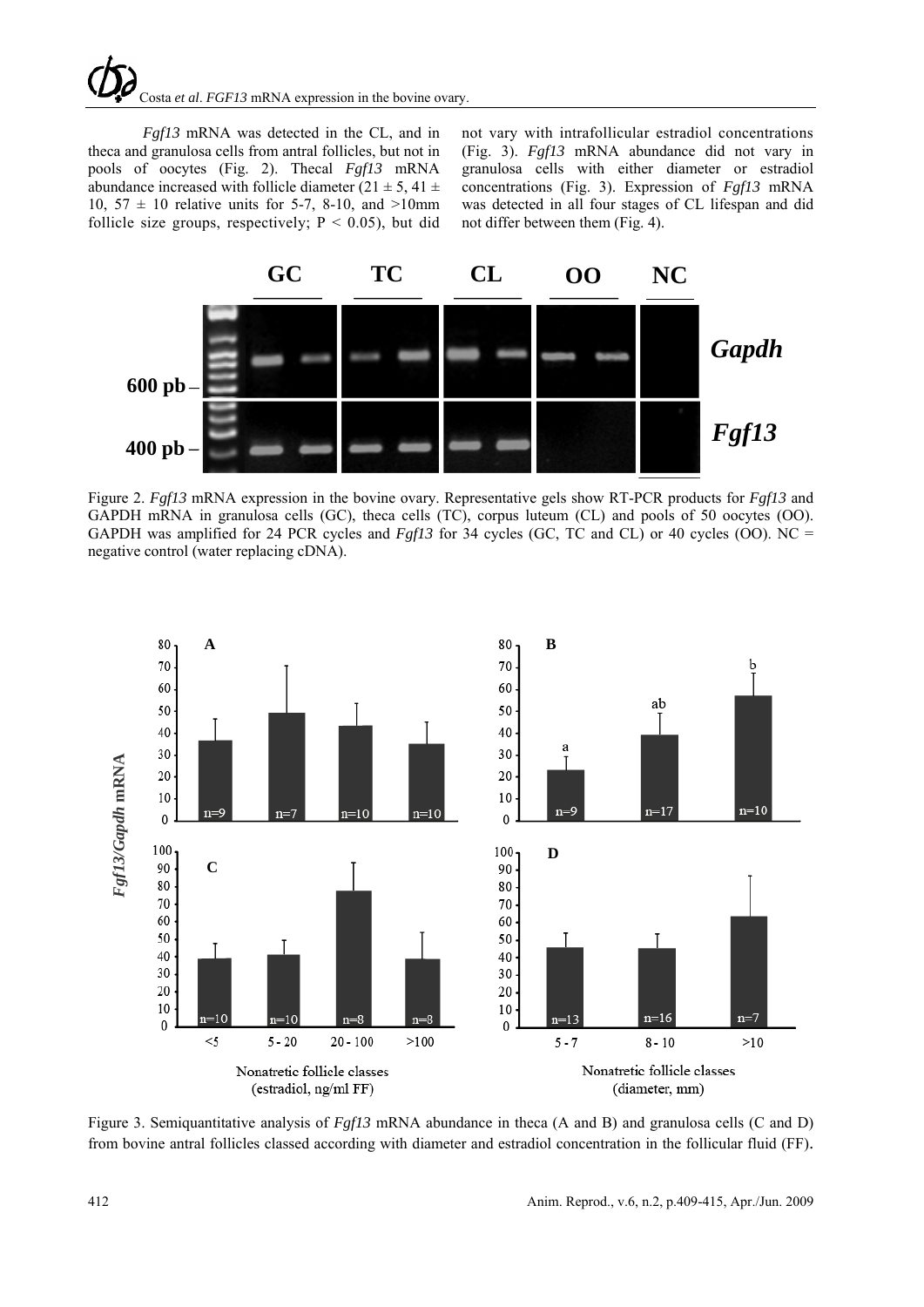*Fgf13* mRNA was detected in the CL, and in theca and granulosa cells from antral follicles, but not in pools of oocytes (Fig. 2). Thecal *Fgf13* mRNA abundance increased with follicle diameter ($21 \pm 5$, $41 \pm 10$, $57 \pm 10$ relative units for 5-7, 8-10, and >10mm follicle size groups, respectively; $P < 0.05$), but did not vary with intrafollicular estradiol concentrations (Fig. 3). *Fgf13* mRNA abundance did not vary in granulosa cells with either diameter or estradiol concentrations (Fig. 3). Expression of *Fgf13* mRNA was detected in all four stages of CL lifespan and did not differ between them (Fig. 4).

Figure 2. *Fgf13* mRNA expression in the bovine ovary. Representative gels show RT-PCR products for *Fgf13* and GAPDH mRNA in granulosa cells (GC), theca cells (TC), corpus luteum (CL) and pools of 50 oocytes (OO). GAPDH was amplified for 24 PCR cycles and *Fgf13* for 34 cycles (GC, TC and CL) or 40 cycles (OO). NC = negative control (water replacing cDNA).

Figure 3. Semiquantitative analysis of *Fgf13* mRNA abundance in theca (A and B) and granulosa cells (C and D) from bovine antral follicles classed according with diameter and estradiol concentration in the follicular fluid (FF).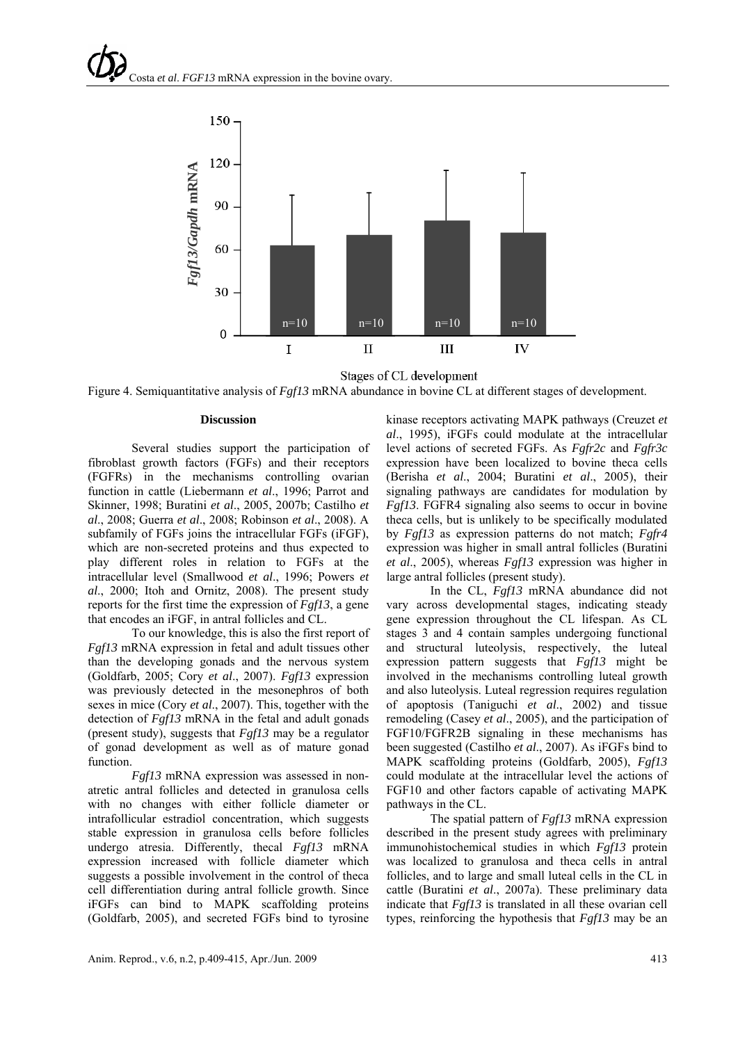Figure 4. Semiquantitative analysis of *Fgf13* mRNA abundance in bovine CL at different stages of development.

## Discussion

Several studies support the participation of fibroblast growth factors (FGFs) and their receptors (FGFRs) in the mechanisms controlling ovarian function in cattle (Liebermann *et al*., 1996; Parrot and Skinner, 1998; Buratini *et al*., 2005, 2007b; Castilho *et al*., 2008; Guerra *et al*., 2008; Robinson *et al*., 2008). A subfamily of FGFs joins the intracellular FGFs (iFGF), which are non-secreted proteins and thus expected to play different roles in relation to FGFs at the intracellular level (Smallwood *et al*., 1996; Powers *et al*., 2000; Itoh and Ornitz, 2008). The present study reports for the first time the expression of *Fgf13*, a gene that encodes an iFGF, in antral follicles and CL.

To our knowledge, this is also the first report of *Fgf13* mRNA expression in fetal and adult tissues other than the developing gonads and the nervous system (Goldfarb, 2005; Cory *et al*., 2007). *Fgf13* expression was previously detected in the mesonephros of both sexes in mice (Cory *et al*., 2007). This, together with the detection of *Fgf13* mRNA in the fetal and adult gonads (present study), suggests that *Fgf13* may be a regulator of gonad development as well as of mature gonad function.

*Fgf13* mRNA expression was assessed in non-atretic antral follicles and detected in granulosa cells with no changes with either follicle diameter or intrafollicular estradiol concentration, which suggests stable expression in granulosa cells before follicles undergo atresia. Differently, thecal *Fgf13* mRNA expression increased with follicle diameter which suggests a possible involvement in the control of theca cell differentiation during antral follicle growth. Since iFGFs can bind to MAPK scaffolding proteins (Goldfarb, 2005), and secreted FGFs bind to tyrosine kinase receptors activating MAPK pathways (Creuzet *et al*., 1995), iFGFs could modulate at the intracellular level actions of secreted FGFs. As *Fgfr2c* and *Fgfr3c* expression have been localized to bovine theca cells (Berisha *et al*., 2004; Buratini *et al*., 2005), their signaling pathways are candidates for modulation by *Fgf13*. FGFR4 signaling also seems to occur in bovine theca cells, but is unlikely to be specifically modulated by *Fgf13* as expression patterns do not match; *Fgfr4* expression was higher in small antral follicles (Buratini *et al*., 2005), whereas *Fgf13* expression was higher in large antral follicles (present study).

In the CL, *Fgf13* mRNA abundance did not vary across developmental stages, indicating steady gene expression throughout the CL lifespan. As CL stages 3 and 4 contain samples undergoing functional and structural luteolysis, respectively, the luteal expression pattern suggests that *Fgf13* might be involved in the mechanisms controlling luteal growth and also luteolysis. Luteal regression requires regulation of apoptosis (Taniguchi *et al*., 2002) and tissue remodeling (Casey *et al*., 2005), and the participation of FGF10/FGFR2B signaling in these mechanisms has been suggested (Castilho *et al*., 2007). As iFGFs bind to MAPK scaffolding proteins (Goldfarb, 2005), *Fgf13* could modulate at the intracellular level the actions of FGF10 and other factors capable of activating MAPK pathways in the CL.

The spatial pattern of *Fgf13* mRNA expression described in the present study agrees with preliminary immunohistochemical studies in which *Fgf13* protein was localized to granulosa and theca cells in antral follicles, and to large and small luteal cells in the CL in cattle (Buratini *et al*., 2007a). These preliminary data indicate that *Fgf13* is translated in all these ovarian cell types, reinforcing the hypothesis that *Fgf13* may be an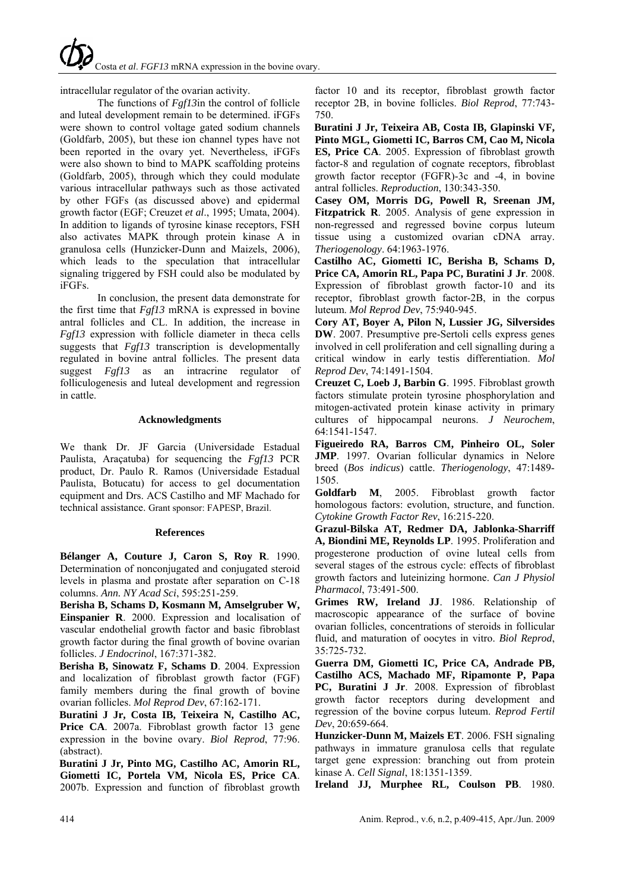intracellular regulator of the ovarian activity.

The functions of *Fgf13*in the control of follicle and luteal development remain to be determined. iFGFs were shown to control voltage gated sodium channels (Goldfarb, 2005), but these ion channel types have not been reported in the ovary yet. Nevertheless, iFGFs were also shown to bind to MAPK scaffolding proteins (Goldfarb, 2005), through which they could modulate various intracellular pathways such as those activated by other FGFs (as discussed above) and epidermal growth factor (EGF; Creuzet *et al*., 1995; Umata, 2004). In addition to ligands of tyrosine kinase receptors, FSH also activates MAPK through protein kinase A in granulosa cells (Hunzicker-Dunn and Maizels, 2006), which leads to the speculation that intracellular signaling triggered by FSH could also be modulated by iFGFs.

In conclusion, the present data demonstrate for the first time that *Fgf13* mRNA is expressed in bovine antral follicles and CL. In addition, the increase in *Fgf13* expression with follicle diameter in theca cells suggests that *Fgf13* transcription is developmentally regulated in bovine antral follicles. The present data suggest *Fgf13* as an intracrine regulator of folliculogenesis and luteal development and regression in cattle.

## Acknowledgments

We thank Dr. JF Garcia (Universidade Estadual Paulista, Araçatuba) for sequencing the *Fgf13* PCR product, Dr. Paulo R. Ramos (Universidade Estadual Paulista, Botucatu) for access to gel documentation equipment and Drs. ACS Castilho and MF Machado for technical assistance. Grant sponsor: FAPESP, Brazil.

## References

**Bélanger A, Couture J, Caron S, Roy R**. 1990. Determination of nonconjugated and conjugated steroid levels in plasma and prostate after separation on C-18 columns. *Ann. NY Acad Sci*, 595:251-259.

**Berisha B, Schams D, Kosmann M, Amselgruber W, Einspanier R**. 2000. Expression and localisation of vascular endothelial growth factor and basic fibroblast growth factor during the final growth of bovine ovarian follicles. *J Endocrinol*, 167:371-382.

**Berisha B, Sinowatz F, Schams D**. 2004. Expression and localization of fibroblast growth factor (FGF) family members during the final growth of bovine ovarian follicles. *Mol Reprod Dev*, 67:162-171.

**Buratini J Jr, Costa IB, Teixeira N, Castilho AC, Price CA**. 2007a. Fibroblast growth factor 13 gene expression in the bovine ovary. *Biol Reprod*, 77:96. (abstract).

**Buratini J Jr, Pinto MG, Castilho AC, Amorin RL, Giometti IC, Portela VM, Nicola ES, Price CA**. 2007b. Expression and function of fibroblast growth factor 10 and its receptor, fibroblast growth factor receptor 2B, in bovine follicles. *Biol Reprod*, 77:743-750.

**Buratini J Jr, Teixeira AB, Costa IB, Glapinski VF, Pinto MGL, Giometti IC, Barros CM, Cao M, Nicola ES, Price CA**. 2005. Expression of fibroblast growth factor-8 and regulation of cognate receptors, fibroblast growth factor receptor (FGFR)-3c and -4, in bovine antral follicles. *Reproduction*, 130:343-350.

**Casey OM, Morris DG, Powell R, Sreenan JM, Fitzpatrick R**. 2005. Analysis of gene expression in non-regressed and regressed bovine corpus luteum tissue using a customized ovarian cDNA array. *Theriogenology*. 64:1963-1976.

**Castilho AC, Giometti IC, Berisha B, Schams D, Price CA, Amorin RL, Papa PC, Buratini J Jr**. 2008. Expression of fibroblast growth factor-10 and its receptor, fibroblast growth factor-2B, in the corpus luteum. *Mol Reprod Dev*, 75:940-945.

**Cory AT, Boyer A, Pilon N, Lussier JG, Silversides DW**. 2007. Presumptive pre-Sertoli cells express genes involved in cell proliferation and cell signalling during a critical window in early testis differentiation. *Mol Reprod Dev*, 74:1491-1504.

**Creuzet C, Loeb J, Barbin G**. 1995. Fibroblast growth factors stimulate protein tyrosine phosphorylation and mitogen-activated protein kinase activity in primary cultures of hippocampal neurons. *J Neurochem*, 64:1541-1547.

**Figueiredo RA, Barros CM, Pinheiro OL, Soler JMP**. 1997. Ovarian follicular dynamics in Nelore breed (*Bos indicus*) cattle. *Theriogenology*, 47:1489-1505.

**Goldfarb M**, 2005. Fibroblast growth factor homologous factors: evolution, structure, and function. *Cytokine Growth Factor Rev*, 16:215-220.

**Grazul-Bilska AT, Redmer DA, Jablonka-Sharriff A, Biondini ME, Reynolds LP**. 1995. Proliferation and progesterone production of ovine luteal cells from several stages of the estrous cycle: effects of fibroblast growth factors and luteinizing hormone. *Can J Physiol Pharmacol*, 73:491-500.

**Grimes RW, Ireland JJ**. 1986. Relationship of macroscopic appearance of the surface of bovine ovarian follicles, concentrations of steroids in follicular fluid, and maturation of oocytes in vitro. *Biol Reprod*, 35:725-732.

**Guerra DM, Giometti IC, Price CA, Andrade PB, Castilho ACS, Machado MF, Ripamonte P, Papa PC, Buratini J Jr**. 2008. Expression of fibroblast growth factor receptors during development and regression of the bovine corpus luteum. *Reprod Fertil Dev*, 20:659-664.

**Hunzicker-Dunn M, Maizels ET**. 2006. FSH signaling pathways in immature granulosa cells that regulate target gene expression: branching out from protein kinase A. *Cell Signal*, 18:1351-1359.

**Ireland JJ, Murphee RL, Coulson PB**. 1980.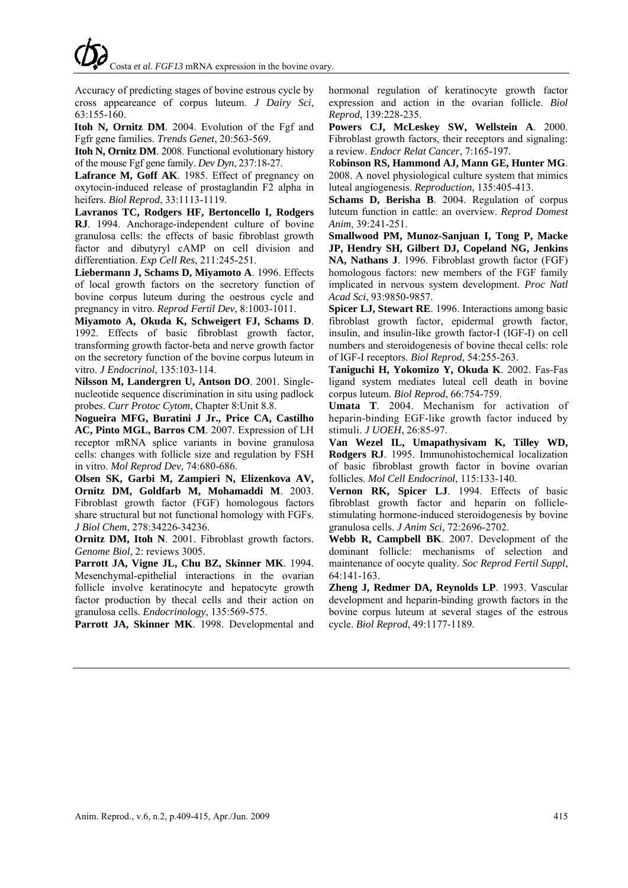Accuracy of predicting stages of bovine estrous cycle by cross appeareance of corpus luteum. *J Dairy Sci*, 63:155-160.

**Itoh N, Ornitz DM**. 2004. Evolution of the Fgf and Fgfr gene families. *Trends Genet*, 20:563-569.

**Itoh N, Ornitz DM**. 2008. Functional evolutionary history of the mouse Fgf gene family. *Dev Dyn*, 237:18-27.

**Lafrance M, Goff AK**. 1985. Effect of pregnancy on oxytocin-induced release of prostaglandin F2 alpha in heifers. *Biol Reprod*, 33:1113-1119.

**Lavranos TC, Rodgers HF, Bertoncello I, Rodgers RJ**. 1994. Anchorage-independent culture of bovine granulosa cells: the effects of basic fibroblast growth factor and dibutyryl cAMP on cell division and differentiation. *Exp Cell Res*, 211:245-251.

**Liebermann J, Schams D, Miyamoto A**. 1996. Effects of local growth factors on the secretory function of bovine corpus luteum during the oestrous cycle and pregnancy in vitro. *Reprod Fertil Dev*, 8:1003-1011.

**Miyamoto A, Okuda K, Schweigert FJ, Schams D**. 1992. Effects of basic fibroblast growth factor, transforming growth factor-beta and nerve growth factor on the secretory function of the bovine corpus luteum in vitro. *J Endocrinol*, 135:103-114.

**Nilsson M, Landergren U, Antson DO**. 2001. Single-nucleotide sequence discrimination in situ using padlock probes. *Curr Protoc Cytom*, Chapter 8:Unit 8.8.

**Nogueira MFG, Buratini J Jr., Price CA, Castilho AC, Pinto MGL, Barros CM**. 2007. Expression of LH receptor mRNA splice variants in bovine granulosa cells: changes with follicle size and regulation by FSH in vitro. *Mol Reprod Dev*, 74:680-686.

**Olsen SK, Garbi M, Zampieri N, Elizenkova AV, Ornitz DM, Goldfarb M, Mohamaddi M**. 2003. Fibroblast growth factor (FGF) homologous factors share structural but not functional homology with FGFs. *J Biol Chem*, 278:34226-34236.

**Ornitz DM, Itoh N**. 2001. Fibroblast growth factors. *Genome Biol*, 2: reviews 3005.

**Parrott JA, Vigne JL, Chu BZ, Skinner MK**. 1994. Mesenchymal-epithelial interactions in the ovarian follicle involve keratinocyte and hepatocyte growth factor production by thecal cells and their action on granulosa cells. *Endocrinology*, 135:569-575.

**Parrott JA, Skinner MK**. 1998. Developmental and hormonal regulation of keratinocyte growth factor expression and action in the ovarian follicle. *Biol Reprod*, 139:228-235.

**Powers CJ, McLeskey SW, Wellstein A**. 2000. Fibroblast growth factors, their receptors and signaling: a review. *Endocr Relat Cancer*, 7:165-197.

**Robinson RS, Hammond AJ, Mann GE, Hunter MG**. 2008. A novel physiological culture system that mimics luteal angiogenesis. *Reproduction*, 135:405-413.

**Schams D, Berisha B**. 2004. Regulation of corpus luteum function in cattle: an overview. *Reprod Domest Anim*, 39:241-251.

**Smallwood PM, Munoz-Sanjuan I, Tong P, Macke JP, Hendry SH, Gilbert DJ, Copeland NG, Jenkins NA, Nathans J**. 1996. Fibroblast growth factor (FGF) homologous factors: new members of the FGF family implicated in nervous system development. *Proc Natl Acad Sci*, 93:9850-9857.

**Spicer LJ, Stewart RE**. 1996. Interactions among basic fibroblast growth factor, epidermal growth factor, insulin, and insulin-like growth factor-I (IGF-I) on cell numbers and steroidogenesis of bovine thecal cells: role of IGF-I receptors. *Biol Reprod*, 54:255-263.

**Taniguchi H, Yokomizo Y, Okuda K**. 2002. Fas-Fas ligand system mediates luteal cell death in bovine corpus luteum. *Biol Reprod*, 66:754-759.

**Umata T**. 2004. Mechanism for activation of heparin-binding EGF-like growth factor induced by stimuli. *J UOEH*, 26:85-97.

**Van Wezel IL, Umapathysivam K, Tilley WD, Rodgers RJ**. 1995. Immunohistochemical localization of basic fibroblast growth factor in bovine ovarian follicles. *Mol Cell Endocrinol*, 115:133-140.

**Vernon RK, Spicer LJ**. 1994. Effects of basic fibroblast growth factor and heparin on follicle-stimulating hormone-induced steroidogenesis by bovine granulosa cells. *J Anim Sci*, 72:2696-2702.

**Webb R, Campbell BK**. 2007. Development of the dominant follicle: mechanisms of selection and maintenance of oocyte quality. *Soc Reprod Fertil Suppl*, 64:141-163.

**Zheng J, Redmer DA, Reynolds LP**. 1993. Vascular development and heparin-binding growth factors in the bovine corpus luteum at several stages of the estrous cycle. *Biol Reprod*, 49:1177-1189.